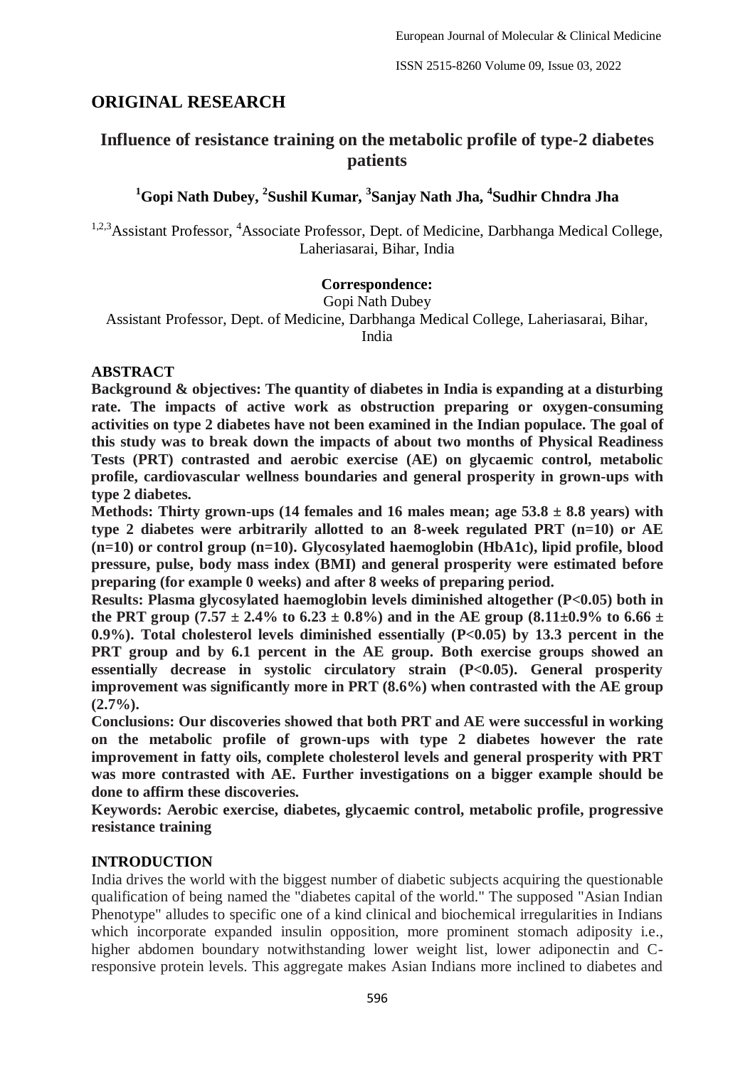## ORIGINAL RESEARCH

# Influence of resistance training on the metabolic profile of type-2 diabetes patients

### [1]Gopi Nath Dubey, [2]Sushil Kumar, [3]Sanjay Nath Jha, [4]Sudhir Chndra Jha

[1,2,3]Assistant Professor, [4]Associate Professor, Dept. of Medicine, Darbhanga Medical College, Laheriasarai, Bihar, India

**Correspondence:**
Gopi Nath Dubey
Assistant Professor, Dept. of Medicine, Darbhanga Medical College, Laheriasarai, Bihar, India

**ABSTRACT**

**Background & objectives: The quantity of diabetes in India is expanding at a disturbing rate. The impacts of active work as obstruction preparing or oxygen-consuming activities on type 2 diabetes have not been examined in the Indian populace. The goal of this study was to break down the impacts of about two months of Physical Readiness Tests (PRT) contrasted and aerobic exercise (AE) on glycaemic control, metabolic profile, cardiovascular wellness boundaries and general prosperity in grown-ups with type 2 diabetes.**

**Methods: Thirty grown-ups (14 females and 16 males mean; age 53.8 ± 8.8 years) with type 2 diabetes were arbitrarily allotted to an 8-week regulated PRT (n=10) or AE (n=10) or control group (n=10). Glycosylated haemoglobin (HbA1c), lipid profile, blood pressure, pulse, body mass index (BMI) and general prosperity were estimated before preparing (for example 0 weeks) and after 8 weeks of preparing period.**

**Results: Plasma glycosylated haemoglobin levels diminished altogether ($P<0.05$) both in the PRT group (7.57 ± 2.4% to 6.23 ± 0.8%) and in the AE group (8.11±0.9% to 6.66 ± 0.9%). Total cholesterol levels diminished essentially ($P<0.05$) by 13.3 percent in the PRT group and by 6.1 percent in the AE group. Both exercise groups showed an essentially decrease in systolic circulatory strain ($P<0.05$). General prosperity improvement was significantly more in PRT (8.6%) when contrasted with the AE group (2.7%).**

**Conclusions: Our discoveries showed that both PRT and AE were successful in working on the metabolic profile of grown-ups with type 2 diabetes however the rate improvement in fatty oils, complete cholesterol levels and general prosperity with PRT was more contrasted with AE. Further investigations on a bigger example should be done to affirm these discoveries.**

**Keywords: Aerobic exercise, diabetes, glycaemic control, metabolic profile, progressive resistance training**

**INTRODUCTION**

India drives the world with the biggest number of diabetic subjects acquiring the questionable qualification of being named the "diabetes capital of the world." The supposed "Asian Indian Phenotype" alludes to specific one of a kind clinical and biochemical irregularities in Indians which incorporate expanded insulin opposition, more prominent stomach adiposity i.e., higher abdomen boundary notwithstanding lower weight list, lower adiponectin and C-responsive protein levels. This aggregate makes Asian Indians more inclined to diabetes and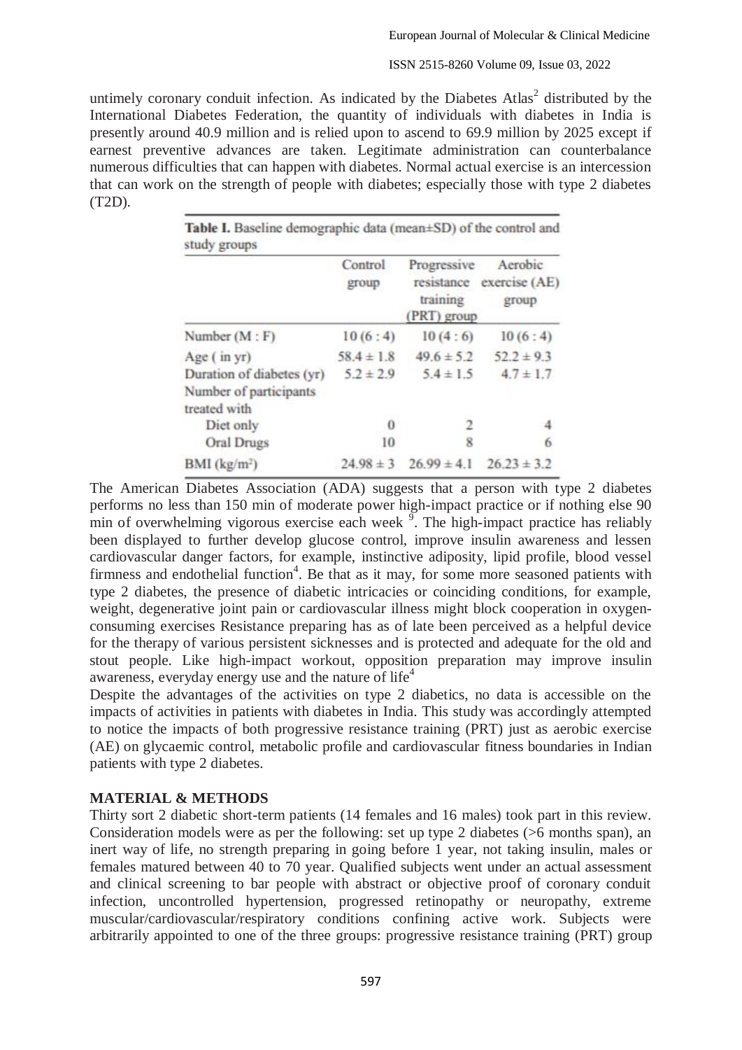untimely coronary conduit infection. As indicated by the Diabetes Atlas[2] distributed by the International Diabetes Federation, the quantity of individuals with diabetes in India is presently around 40.9 million and is relied upon to ascend to 69.9 million by 2025 except if earnest preventive advances are taken. Legitimate administration can counterbalance numerous difficulties that can happen with diabetes. Normal actual exercise is an intercession that can work on the strength of people with diabetes; especially those with type 2 diabetes (T2D).

**Table I.** Baseline demographic data (mean±SD) of the control and study groups

| | Control group | Progressive resistance training (PRT) group | Aerobic exercise (AE) group |
|---|---|---|---|
| Number (M : F) | 10 (6 : 4) | 10 (4 : 6) | 10 (6 : 4) |
| Age ( in yr) | 58.4 ± 1.8 | 49.6 ± 5.2 | 52.2 ± 9.3 |
| Duration of diabetes (yr) | 5.2 ± 2.9 | 5.4 ± 1.5 | 4.7 ± 1.7 |
| Number of participants treated with | | | |
| Diet only | 0 | 2 | 4 |
| Oral Drugs | 10 | 8 | 6 |
| BMI (kg/m²) | 24.98 ± 3 | 26.99 ± 4.1 | 26.23 ± 3.2 |

The American Diabetes Association (ADA) suggests that a person with type 2 diabetes performs no less than 150 min of moderate power high-impact practice or if nothing else 90 min of overwhelming vigorous exercise each week [9]. The high-impact practice has reliably been displayed to further develop glucose control, improve insulin awareness and lessen cardiovascular danger factors, for example, instinctive adiposity, lipid profile, blood vessel firmness and endothelial function[4]. Be that as it may, for some more seasoned patients with type 2 diabetes, the presence of diabetic intricacies or coinciding conditions, for example, weight, degenerative joint pain or cardiovascular illness might block cooperation in oxygen-consuming exercises Resistance preparing has as of late been perceived as a helpful device for the therapy of various persistent sicknesses and is protected and adequate for the old and stout people. Like high-impact workout, opposition preparation may improve insulin awareness, everyday energy use and the nature of life[4]

Despite the advantages of the activities on type 2 diabetics, no data is accessible on the impacts of activities in patients with diabetes in India. This study was accordingly attempted to notice the impacts of both progressive resistance training (PRT) just as aerobic exercise (AE) on glycaemic control, metabolic profile and cardiovascular fitness boundaries in Indian patients with type 2 diabetes.

## MATERIAL & METHODS

Thirty sort 2 diabetic short-term patients (14 females and 16 males) took part in this review. Consideration models were as per the following: set up type 2 diabetes (>6 months span), an inert way of life, no strength preparing in going before 1 year, not taking insulin, males or females matured between 40 to 70 year. Qualified subjects went under an actual assessment and clinical screening to bar people with abstract or objective proof of coronary conduit infection, uncontrolled hypertension, progressed retinopathy or neuropathy, extreme muscular/cardiovascular/respiratory conditions confining active work. Subjects were arbitrarily appointed to one of the three groups: progressive resistance training (PRT) group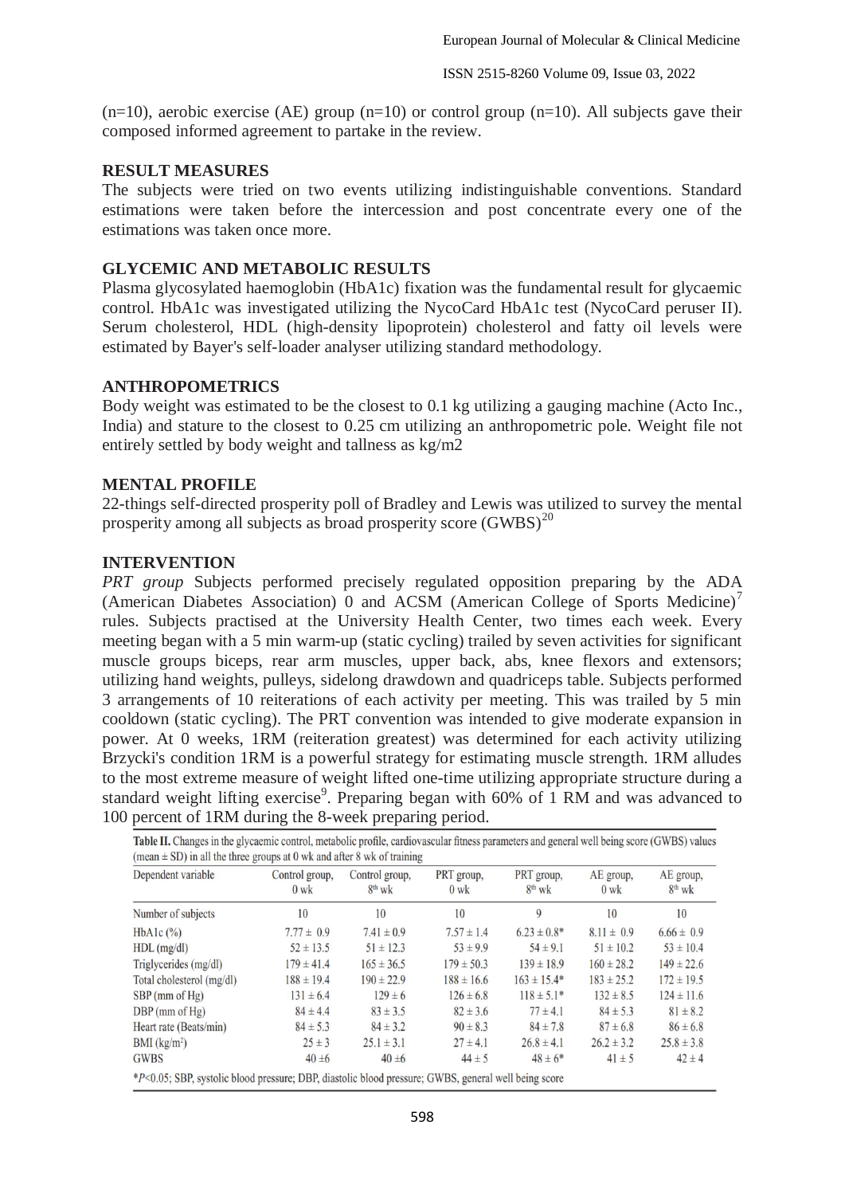(n=10), aerobic exercise (AE) group (n=10) or control group (n=10). All subjects gave their composed informed agreement to partake in the review.

## RESULT MEASURES

The subjects were tried on two events utilizing indistinguishable conventions. Standard estimations were taken before the intercession and post concentrate every one of the estimations was taken once more.

## GLYCEMIC AND METABOLIC RESULTS

Plasma glycosylated haemoglobin (HbA1c) fixation was the fundamental result for glycaemic control. HbA1c was investigated utilizing the NycoCard HbA1c test (NycoCard peruser II). Serum cholesterol, HDL (high-density lipoprotein) cholesterol and fatty oil levels were estimated by Bayer's self-loader analyser utilizing standard methodology.

## ANTHROPOMETRICS

Body weight was estimated to be the closest to 0.1 kg utilizing a gauging machine (Acto Inc., India) and stature to the closest to 0.25 cm utilizing an anthropometric pole. Weight file not entirely settled by body weight and tallness as kg/m2

## MENTAL PROFILE

22-things self-directed prosperity poll of Bradley and Lewis was utilized to survey the mental prosperity among all subjects as broad prosperity score (GWBS)[20]

## INTERVENTION

*PRT group* Subjects performed precisely regulated opposition preparing by the ADA (American Diabetes Association) 0 and ACSM (American College of Sports Medicine)[7] rules. Subjects practised at the University Health Center, two times each week. Every meeting began with a 5 min warm-up (static cycling) trailed by seven activities for significant muscle groups biceps, rear arm muscles, upper back, abs, knee flexors and extensors; utilizing hand weights, pulleys, sidelong drawdown and quadriceps table. Subjects performed 3 arrangements of 10 reiterations of each activity per meeting. This was trailed by 5 min cooldown (static cycling). The PRT convention was intended to give moderate expansion in power. At 0 weeks, 1RM (reiteration greatest) was determined for each activity utilizing Brzycki's condition 1RM is a powerful strategy for estimating muscle strength. 1RM alludes to the most extreme measure of weight lifted one-time utilizing appropriate structure during a standard weight lifting exercise[9]. Preparing began with 60% of 1 RM and was advanced to 100 percent of 1RM during the 8-week preparing period.

**Table II.** Changes in the glycaemic control, metabolic profile, cardiovascular fitness parameters and general well being score (GWBS) values (mean ± SD) in all the three groups at 0 wk and after 8 wk of training

| Dependent variable | Control group, 0 wk | Control group, 8th wk | PRT group, 0 wk | PRT group, 8th wk | AE group, 0 wk | AE group, 8th wk |
|---|---|---|---|---|---|---|
| Number of subjects | 10 | 10 | 10 | 9 | 10 | 10 |
| HbA1c (%) | 7.77 ± 0.9 | 7.41 ± 0.9 | 7.57 ± 1.4 | 6.23 ± 0.8* | 8.11 ± 0.9 | 6.66 ± 0.9 |
| HDL (mg/dl) | 52 ± 13.5 | 51 ± 12.3 | 53 ± 9.9 | 54 ± 9.1 | 51 ± 10.2 | 53 ± 10.4 |
| Triglycerides (mg/dl) | 179 ± 41.4 | 165 ± 36.5 | 179 ± 50.3 | 139 ± 18.9 | 160 ± 28.2 | 149 ± 22.6 |
| Total cholesterol (mg/dl) | 188 ± 19.4 | 190 ± 22.9 | 188 ± 16.6 | 163 ± 15.4* | 183 ± 25.2 | 172 ± 19.5 |
| SBP (mm of Hg) | 131 ± 6.4 | 129 ± 6 | 126 ± 6.8 | 118 ± 5.1* | 132 ± 8.5 | 124 ± 11.6 |
| DBP (mm of Hg) | 84 ± 4.4 | 83 ± 3.5 | 82 ± 3.6 | 77 ± 4.1 | 84 ± 5.3 | 81 ± 8.2 |
| Heart rate (Beats/min) | 84 ± 5.3 | 84 ± 3.2 | 90 ± 8.3 | 84 ± 7.8 | 87 ± 6.8 | 86 ± 6.8 |
| BMI (kg/m²) | 25 ± 3 | 25.1 ± 3.1 | 27 ± 4.1 | 26.8 ± 4.1 | 26.2 ± 3.2 | 25.8 ± 3.8 |
| GWBS | 40 ±6 | 40 ±6 | 44 ± 5 | 48 ± 6* | 41 ± 5 | 42 ± 4 |

*$P<0.05$; SBP, systolic blood pressure; DBP, diastolic blood pressure; GWBS, general well being score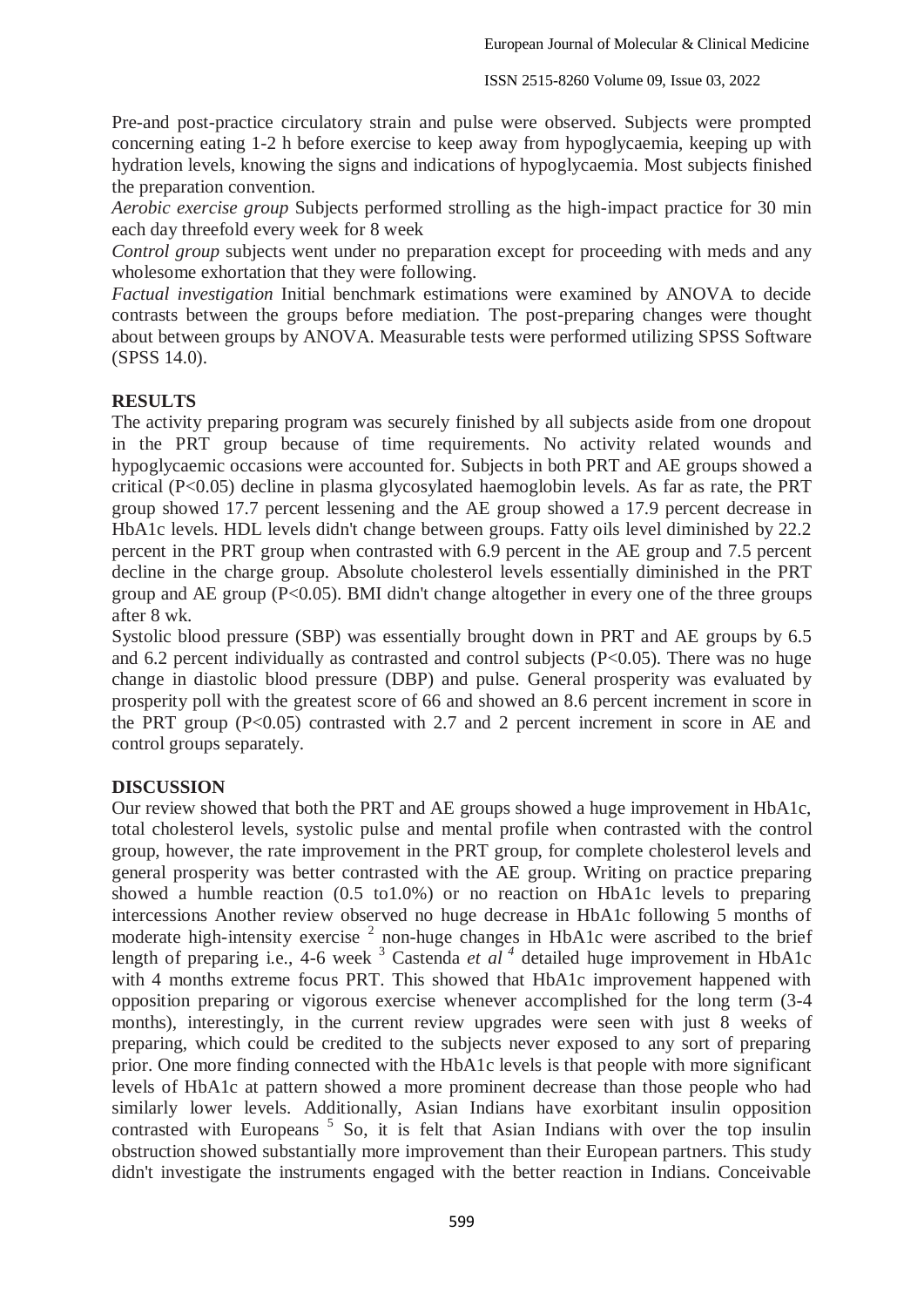Pre-and post-practice circulatory strain and pulse were observed. Subjects were prompted concerning eating 1-2 h before exercise to keep away from hypoglycaemia, keeping up with hydration levels, knowing the signs and indications of hypoglycaemia. Most subjects finished the preparation convention.

*Aerobic exercise group* Subjects performed strolling as the high-impact practice for 30 min each day threefold every week for 8 week

*Control group* subjects went under no preparation except for proceeding with meds and any wholesome exhortation that they were following.

*Factual investigation* Initial benchmark estimations were examined by ANOVA to decide contrasts between the groups before mediation. The post-preparing changes were thought about between groups by ANOVA. Measurable tests were performed utilizing SPSS Software (SPSS 14.0).

## RESULTS

The activity preparing program was securely finished by all subjects aside from one dropout in the PRT group because of time requirements. No activity related wounds and hypoglycaemic occasions were accounted for. Subjects in both PRT and AE groups showed a critical ($P<0.05$) decline in plasma glycosylated haemoglobin levels. As far as rate, the PRT group showed 17.7 percent lessening and the AE group showed a 17.9 percent decrease in HbA1c levels. HDL levels didn't change between groups. Fatty oils level diminished by 22.2 percent in the PRT group when contrasted with 6.9 percent in the AE group and 7.5 percent decline in the charge group. Absolute cholesterol levels essentially diminished in the PRT group and AE group ($P<0.05$). BMI didn't change altogether in every one of the three groups after 8 wk.

Systolic blood pressure (SBP) was essentially brought down in PRT and AE groups by 6.5 and 6.2 percent individually as contrasted and control subjects ($P<0.05$). There was no huge change in diastolic blood pressure (DBP) and pulse. General prosperity was evaluated by prosperity poll with the greatest score of 66 and showed an 8.6 percent increment in score in the PRT group ($P<0.05$) contrasted with 2.7 and 2 percent increment in score in AE and control groups separately.

## DISCUSSION

Our review showed that both the PRT and AE groups showed a huge improvement in HbA1c, total cholesterol levels, systolic pulse and mental profile when contrasted with the control group, however, the rate improvement in the PRT group, for complete cholesterol levels and general prosperity was better contrasted with the AE group. Writing on practice preparing showed a humble reaction (0.5 to1.0%) or no reaction on HbA1c levels to preparing intercessions Another review observed no huge decrease in HbA1c following 5 months of moderate high-intensity exercise [2] non-huge changes in HbA1c were ascribed to the brief length of preparing i.e., 4-6 week [3] Castenda *et al* [4] detailed huge improvement in HbA1c with 4 months extreme focus PRT. This showed that HbA1c improvement happened with opposition preparing or vigorous exercise whenever accomplished for the long term (3-4 months), interestingly, in the current review upgrades were seen with just 8 weeks of preparing, which could be credited to the subjects never exposed to any sort of preparing prior. One more finding connected with the HbA1c levels is that people with more significant levels of HbA1c at pattern showed a more prominent decrease than those people who had similarly lower levels. Additionally, Asian Indians have exorbitant insulin opposition contrasted with Europeans [5] So, it is felt that Asian Indians with over the top insulin obstruction showed substantially more improvement than their European partners. This study didn't investigate the instruments engaged with the better reaction in Indians. Conceivable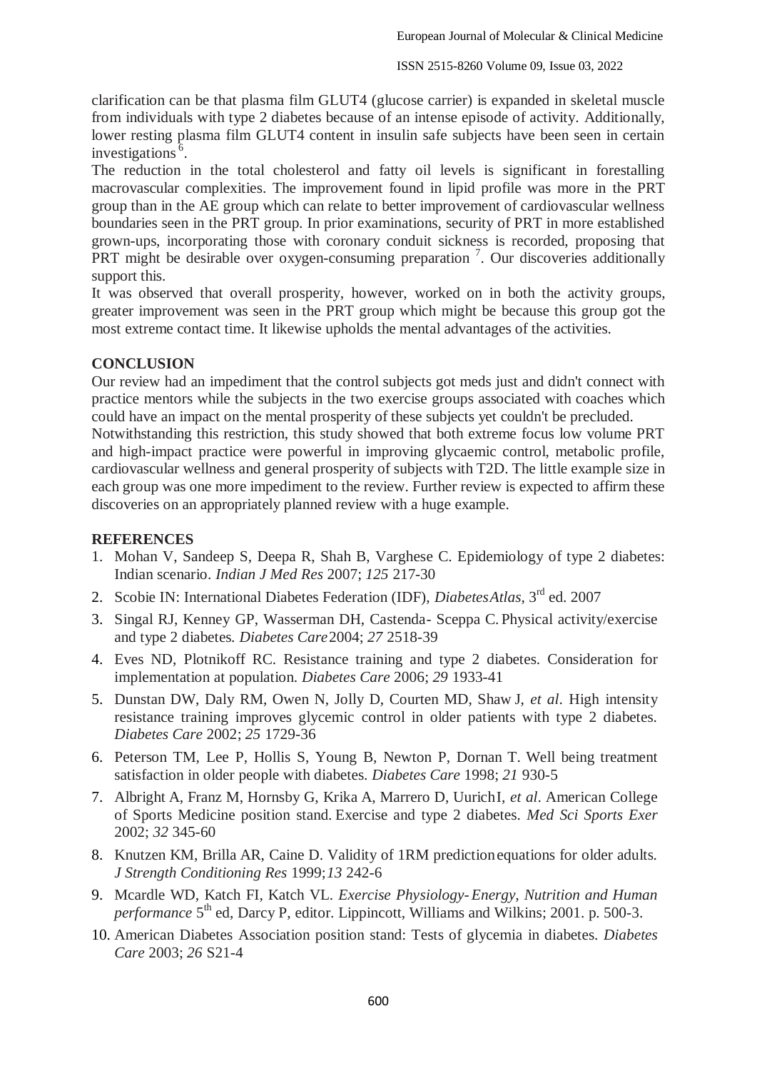clarification can be that plasma film GLUT4 (glucose carrier) is expanded in skeletal muscle from individuals with type 2 diabetes because of an intense episode of activity. Additionally, lower resting plasma film GLUT4 content in insulin safe subjects have been seen in certain investigations [6].

The reduction in the total cholesterol and fatty oil levels is significant in forestalling macrovascular complexities. The improvement found in lipid profile was more in the PRT group than in the AE group which can relate to better improvement of cardiovascular wellness boundaries seen in the PRT group. In prior examinations, security of PRT in more established grown-ups, incorporating those with coronary conduit sickness is recorded, proposing that PRT might be desirable over oxygen-consuming preparation [7]. Our discoveries additionally support this.

It was observed that overall prosperity, however, worked on in both the activity groups, greater improvement was seen in the PRT group which might be because this group got the most extreme contact time. It likewise upholds the mental advantages of the activities.

## CONCLUSION

Our review had an impediment that the control subjects got meds just and didn't connect with practice mentors while the subjects in the two exercise groups associated with coaches which could have an impact on the mental prosperity of these subjects yet couldn't be precluded.

Notwithstanding this restriction, this study showed that both extreme focus low volume PRT and high-impact practice were powerful in improving glycaemic control, metabolic profile, cardiovascular wellness and general prosperity of subjects with T2D. The little example size in each group was one more impediment to the review. Further review is expected to affirm these discoveries on an appropriately planned review with a huge example.

## REFERENCES

1. Mohan V, Sandeep S, Deepa R, Shah B, Varghese C. Epidemiology of type 2 diabetes: Indian scenario. *Indian J Med Res* 2007; *125* 217-30
2. Scobie IN: International Diabetes Federation (IDF), *DiabetesAtlas*, 3rd ed. 2007
3. Singal RJ, Kenney GP, Wasserman DH, Castenda- Sceppa C. Physical activity/exercise and type 2 diabetes. *Diabetes Care* 2004; *27* 2518-39
4. Eves ND, Plotnikoff RC. Resistance training and type 2 diabetes. Consideration for implementation at population. *Diabetes Care* 2006; *29* 1933-41
5. Dunstan DW, Daly RM, Owen N, Jolly D, Courten MD, Shaw J, *et al*. High intensity resistance training improves glycemic control in older patients with type 2 diabetes. *Diabetes Care* 2002; *25* 1729-36
6. Peterson TM, Lee P, Hollis S, Young B, Newton P, Dornan T. Well being treatment satisfaction in older people with diabetes. *Diabetes Care* 1998; *21* 930-5
7. Albright A, Franz M, Hornsby G, Krika A, Marrero D, UurichI, *et al*. American College of Sports Medicine position stand. Exercise and type 2 diabetes. *Med Sci Sports Exer* 2002; *32* 345-60
8. Knutzen KM, Brilla AR, Caine D. Validity of 1RM predictionequations for older adults. *J Strength Conditioning Res* 1999;*13* 242-6
9. Mcardle WD, Katch FI, Katch VL. *Exercise Physiology-Energy, Nutrition and Human performance* 5th ed, Darcy P, editor. Lippincott, Williams and Wilkins; 2001. p. 500-3.
10. American Diabetes Association position stand: Tests of glycemia in diabetes. *Diabetes Care* 2003; *26* S21-4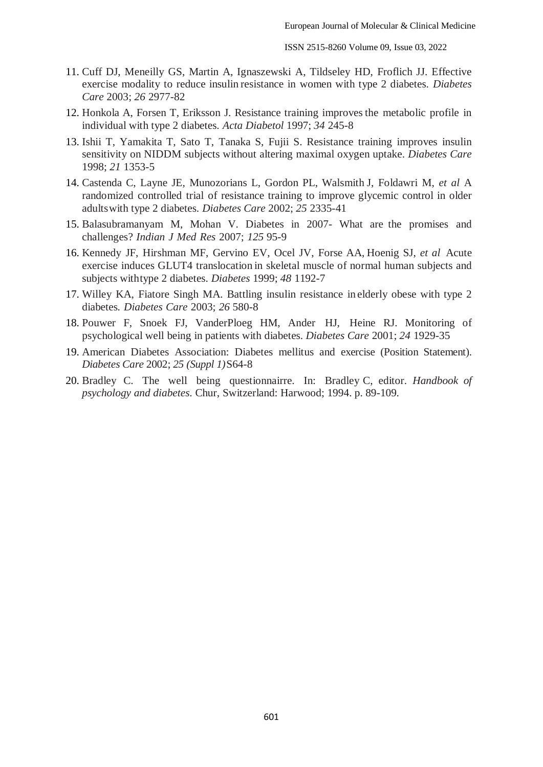11. Cuff DJ, Meneilly GS, Martin A, Ignaszewski A, Tildseley HD, Froflich JJ. Effective exercise modality to reduce insulin resistance in women with type 2 diabetes. *Diabetes Care* 2003; *26* 2977-82
12. Honkola A, Forsen T, Eriksson J. Resistance training improves the metabolic profile in individual with type 2 diabetes. *Acta Diabetol* 1997; *34* 245-8
13. Ishii T, Yamakita T, Sato T, Tanaka S, Fujii S. Resistance training improves insulin sensitivity on NIDDM subjects without altering maximal oxygen uptake. *Diabetes Care* 1998; *21* 1353-5
14. Castenda C, Layne JE, Munozorians L, Gordon PL, Walsmith J, Foldawri M, *et al* A randomized controlled trial of resistance training to improve glycemic control in older adultswith type 2 diabetes. *Diabetes Care* 2002; *25* 2335-41
15. Balasubramanyam M, Mohan V. Diabetes in 2007- What are the promises and challenges? *Indian J Med Res* 2007; *125* 95-9
16. Kennedy JF, Hirshman MF, Gervino EV, Ocel JV, Forse AA, Hoenig SJ, *et al* Acute exercise induces GLUT4 translocation in skeletal muscle of normal human subjects and subjects withtype 2 diabetes. *Diabetes* 1999; *48* 1192-7
17. Willey KA, Fiatore Singh MA. Battling insulin resistance in elderly obese with type 2 diabetes. *Diabetes Care* 2003; *26* 580-8
18. Pouwer F, Snoek FJ, VanderPloeg HM, Ander HJ, Heine RJ. Monitoring of psychological well being in patients with diabetes. *Diabetes Care* 2001; *24* 1929-35
19. American Diabetes Association: Diabetes mellitus and exercise (Position Statement). *Diabetes Care* 2002; *25 (Suppl 1)* S64-8
20. Bradley C. The well being questionnairre. In: Bradley C, editor. *Handbook of psychology and diabetes*. Chur, Switzerland: Harwood; 1994. p. 89-109.